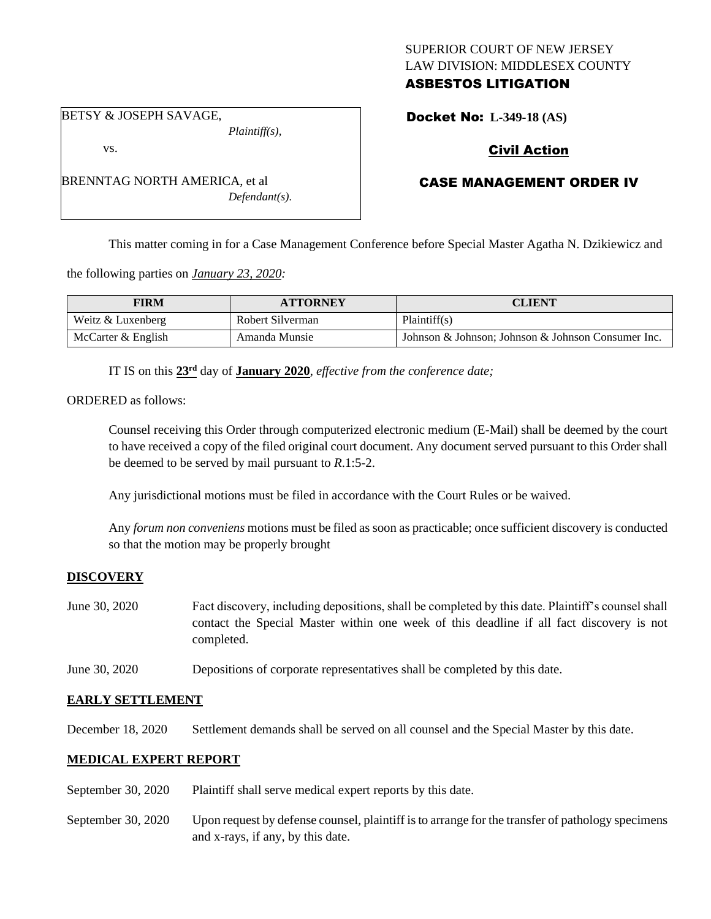SUPERIOR COURT OF NEW JERSEY
LAW DIVISION: MIDDLESEX COUNTY
**ASBESTOS LITIGATION**

BETSY & JOSEPH SAVAGE,
*Plaintiff(s),*

vs.

BRENNTAG NORTH AMERICA, et al
*Defendant(s).*

**Docket No: L-349-18 (AS)**

**Civil Action**

**CASE MANAGEMENT ORDER IV**

This matter coming in for a Case Management Conference before Special Master Agatha N. Dzikiewicz and the following parties on *January 23, 2020:*

| FIRM | ATTORNEY | CLIENT |
|---|---|---|
| Weitz & Luxenberg | Robert Silverman | Plaintiff(s) |
| McCarter & English | Amanda Munsie | Johnson & Johnson; Johnson & Johnson Consumer Inc. |

IT IS on this **23rd** day of **January 2020**, *effective from the conference date;*

ORDERED as follows:

Counsel receiving this Order through computerized electronic medium (E-Mail) shall be deemed by the court to have received a copy of the filed original court document. Any document served pursuant to this Order shall be deemed to be served by mail pursuant to *R*.1:5-2.

Any jurisdictional motions must be filed in accordance with the Court Rules or be waived.

Any *forum non conveniens* motions must be filed as soon as practicable; once sufficient discovery is conducted so that the motion may be properly brought

## DISCOVERY

June 30, 2020 — Fact discovery, including depositions, shall be completed by this date. Plaintiff's counsel shall contact the Special Master within one week of this deadline if all fact discovery is not completed.

June 30, 2020 — Depositions of corporate representatives shall be completed by this date.

## EARLY SETTLEMENT

December 18, 2020 — Settlement demands shall be served on all counsel and the Special Master by this date.

## MEDICAL EXPERT REPORT

September 30, 2020 — Plaintiff shall serve medical expert reports by this date.

September 30, 2020 — Upon request by defense counsel, plaintiff is to arrange for the transfer of pathology specimens and x-rays, if any, by this date.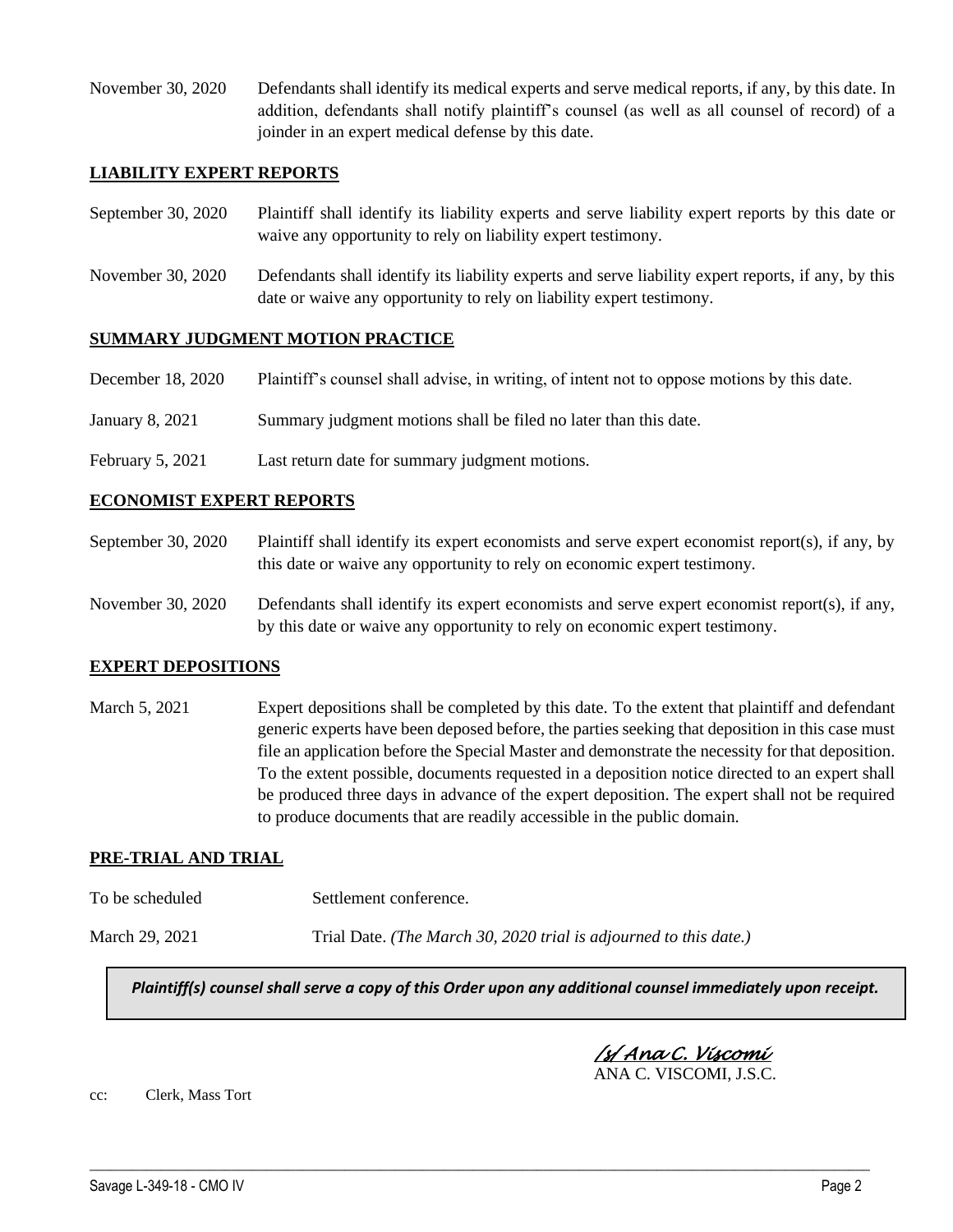| | |
|---|---|
| November 30, 2020 | Defendants shall identify its medical experts and serve medical reports, if any, by this date. In addition, defendants shall notify plaintiff's counsel (as well as all counsel of record) of a joinder in an expert medical defense by this date. |

## LIABILITY EXPERT REPORTS

| | |
|---|---|
| September 30, 2020 | Plaintiff shall identify its liability experts and serve liability expert reports by this date or waive any opportunity to rely on liability expert testimony. |
| November 30, 2020 | Defendants shall identify its liability experts and serve liability expert reports, if any, by this date or waive any opportunity to rely on liability expert testimony. |

## SUMMARY JUDGMENT MOTION PRACTICE

| | |
|---|---|
| December 18, 2020 | Plaintiff's counsel shall advise, in writing, of intent not to oppose motions by this date. |
| January 8, 2021 | Summary judgment motions shall be filed no later than this date. |
| February 5, 2021 | Last return date for summary judgment motions. |

## ECONOMIST EXPERT REPORTS

| | |
|---|---|
| September 30, 2020 | Plaintiff shall identify its expert economists and serve expert economist report(s), if any, by this date or waive any opportunity to rely on economic expert testimony. |
| November 30, 2020 | Defendants shall identify its expert economists and serve expert economist report(s), if any, by this date or waive any opportunity to rely on economic expert testimony. |

## EXPERT DEPOSITIONS

| | |
|---|---|
| March 5, 2021 | Expert depositions shall be completed by this date. To the extent that plaintiff and defendant generic experts have been deposed before, the parties seeking that deposition in this case must file an application before the Special Master and demonstrate the necessity for that deposition. To the extent possible, documents requested in a deposition notice directed to an expert shall be produced three days in advance of the expert deposition. The expert shall not be required to produce documents that are readily accessible in the public domain. |

## PRE-TRIAL AND TRIAL

| | |
|---|---|
| To be scheduled | Settlement conference. |
| March 29, 2021 | Trial Date. *(The March 30, 2020 trial is adjourned to this date.)* |

***Plaintiff(s) counsel shall serve a copy of this Order upon any additional counsel immediately upon receipt.***

*/s/ Ana C. Viscomi*
ANA C. VISCOMI, J.S.C.

cc: Clerk, Mass Tort